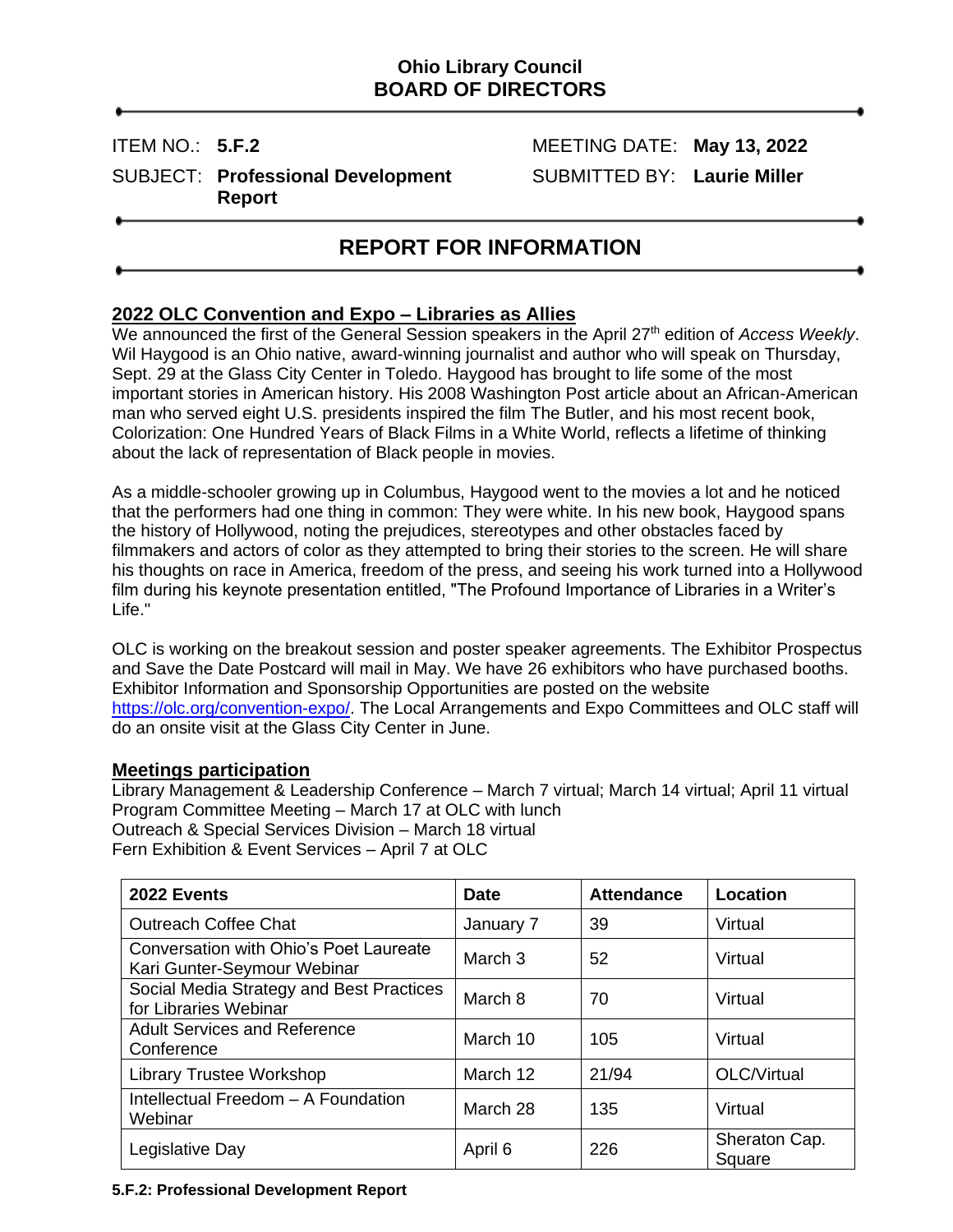**Ohio Library Council**
**BOARD OF DIRECTORS**

ITEM NO.: **5.F.2**  MEETING DATE: **May 13, 2022**

SUBJECT: **Professional Development Report**  SUBMITTED BY: **Laurie Miller**

## REPORT FOR INFORMATION

### 2022 OLC Convention and Expo – Libraries as Allies

We announced the first of the General Session speakers in the April 27th edition of *Access Weekly*. Wil Haygood is an Ohio native, award-winning journalist and author who will speak on Thursday, Sept. 29 at the Glass City Center in Toledo. Haygood has brought to life some of the most important stories in American history. His 2008 Washington Post article about an African-American man who served eight U.S. presidents inspired the film The Butler, and his most recent book, Colorization: One Hundred Years of Black Films in a White World, reflects a lifetime of thinking about the lack of representation of Black people in movies.

As a middle-schooler growing up in Columbus, Haygood went to the movies a lot and he noticed that the performers had one thing in common: They were white. In his new book, Haygood spans the history of Hollywood, noting the prejudices, stereotypes and other obstacles faced by filmmakers and actors of color as they attempted to bring their stories to the screen. He will share his thoughts on race in America, freedom of the press, and seeing his work turned into a Hollywood film during his keynote presentation entitled, "The Profound Importance of Libraries in a Writer's Life."

OLC is working on the breakout session and poster speaker agreements. The Exhibitor Prospectus and Save the Date Postcard will mail in May. We have 26 exhibitors who have purchased booths. Exhibitor Information and Sponsorship Opportunities are posted on the website https://olc.org/convention-expo/. The Local Arrangements and Expo Committees and OLC staff will do an onsite visit at the Glass City Center in June.

### Meetings participation

Library Management & Leadership Conference – March 7 virtual; March 14 virtual; April 11 virtual
Program Committee Meeting – March 17 at OLC with lunch
Outreach & Special Services Division – March 18 virtual
Fern Exhibition & Event Services – April 7 at OLC

| 2022 Events | Date | Attendance | Location |
|---|---|---|---|
| Outreach Coffee Chat | January 7 | 39 | Virtual |
| Conversation with Ohio's Poet Laureate Kari Gunter-Seymour Webinar | March 3 | 52 | Virtual |
| Social Media Strategy and Best Practices for Libraries Webinar | March 8 | 70 | Virtual |
| Adult Services and Reference Conference | March 10 | 105 | Virtual |
| Library Trustee Workshop | March 12 | 21/94 | OLC/Virtual |
| Intellectual Freedom – A Foundation Webinar | March 28 | 135 | Virtual |
| Legislative Day | April 6 | 226 | Sheraton Cap. Square |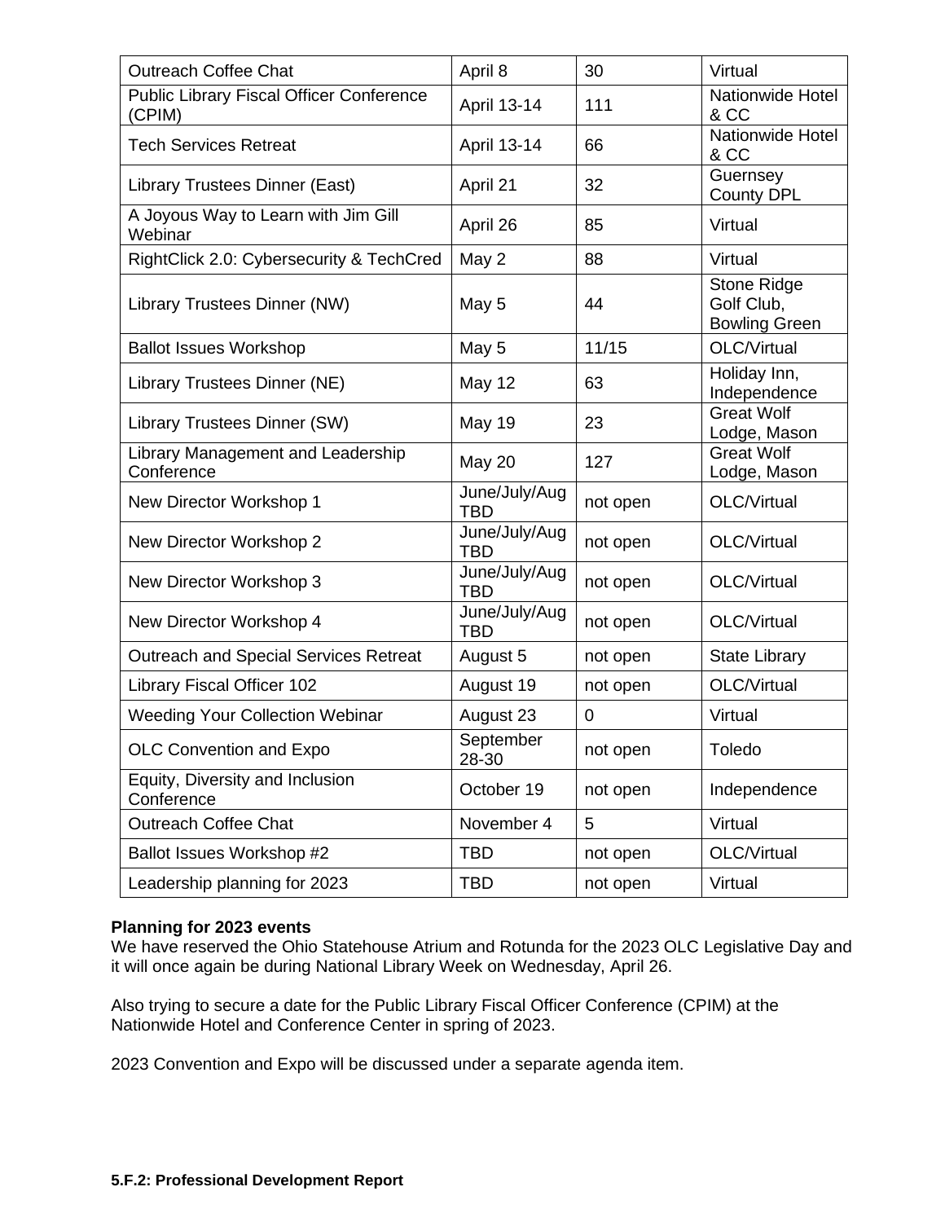| | | | |
|---|---|---|---|
| Outreach Coffee Chat | April 8 | 30 | Virtual |
| Public Library Fiscal Officer Conference (CPIM) | April 13-14 | 111 | Nationwide Hotel & CC |
| Tech Services Retreat | April 13-14 | 66 | Nationwide Hotel & CC |
| Library Trustees Dinner (East) | April 21 | 32 | Guernsey County DPL |
| A Joyous Way to Learn with Jim Gill Webinar | April 26 | 85 | Virtual |
| RightClick 2.0: Cybersecurity & TechCred | May 2 | 88 | Virtual |
| Library Trustees Dinner (NW) | May 5 | 44 | Stone Ridge Golf Club, Bowling Green |
| Ballot Issues Workshop | May 5 | 11/15 | OLC/Virtual |
| Library Trustees Dinner (NE) | May 12 | 63 | Holiday Inn, Independence |
| Library Trustees Dinner (SW) | May 19 | 23 | Great Wolf Lodge, Mason |
| Library Management and Leadership Conference | May 20 | 127 | Great Wolf Lodge, Mason |
| New Director Workshop 1 | June/July/Aug TBD | not open | OLC/Virtual |
| New Director Workshop 2 | June/July/Aug TBD | not open | OLC/Virtual |
| New Director Workshop 3 | June/July/Aug TBD | not open | OLC/Virtual |
| New Director Workshop 4 | June/July/Aug TBD | not open | OLC/Virtual |
| Outreach and Special Services Retreat | August 5 | not open | State Library |
| Library Fiscal Officer 102 | August 19 | not open | OLC/Virtual |
| Weeding Your Collection Webinar | August 23 | 0 | Virtual |
| OLC Convention and Expo | September 28-30 | not open | Toledo |
| Equity, Diversity and Inclusion Conference | October 19 | not open | Independence |
| Outreach Coffee Chat | November 4 | 5 | Virtual |
| Ballot Issues Workshop #2 | TBD | not open | OLC/Virtual |
| Leadership planning for 2023 | TBD | not open | Virtual |

**Planning for 2023 events**

We have reserved the Ohio Statehouse Atrium and Rotunda for the 2023 OLC Legislative Day and it will once again be during National Library Week on Wednesday, April 26.

Also trying to secure a date for the Public Library Fiscal Officer Conference (CPIM) at the Nationwide Hotel and Conference Center in spring of 2023.

2023 Convention and Expo will be discussed under a separate agenda item.